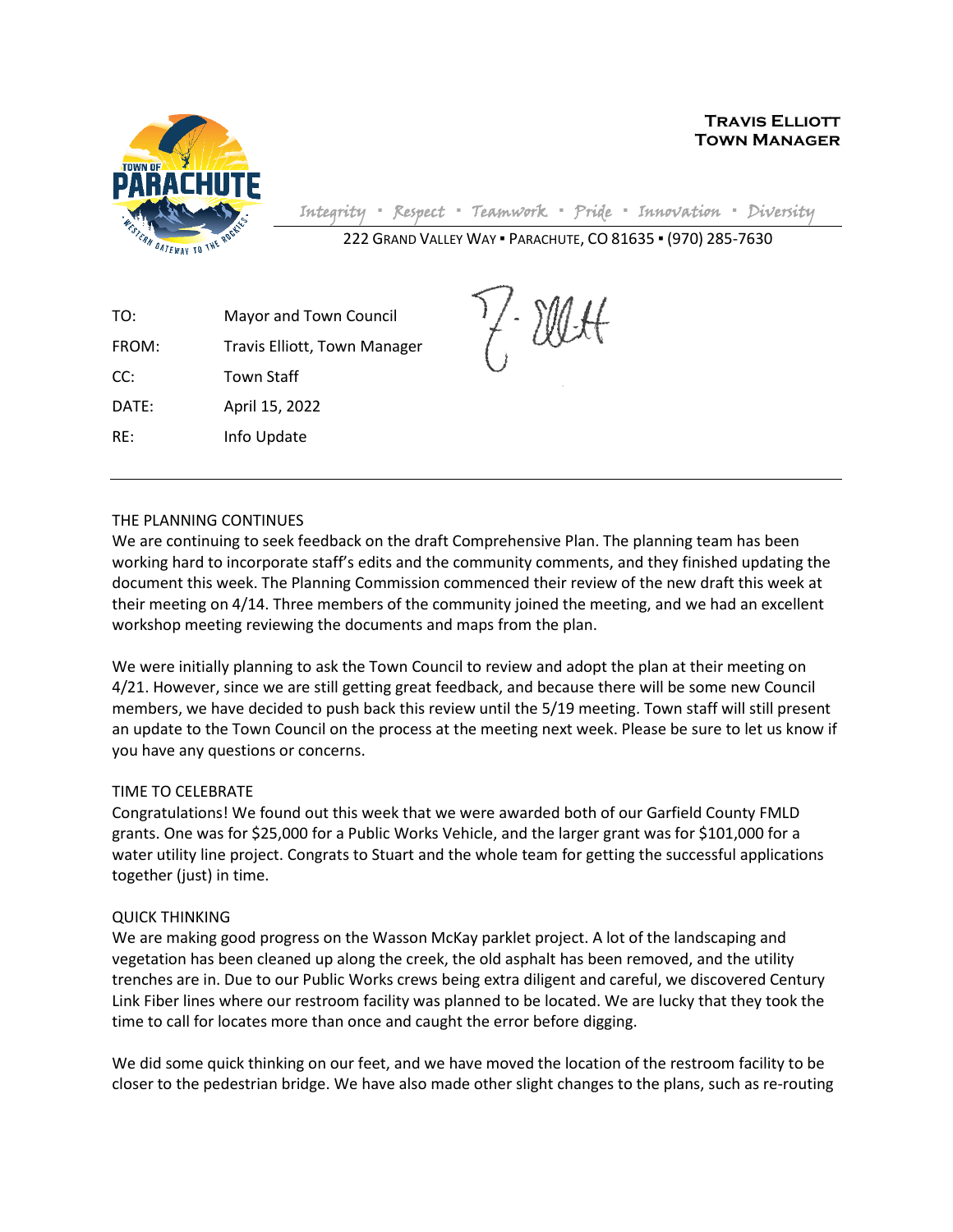**TRAVIS ELLIOTT**
**TOWN MANAGER**

*Integrity ▪ Respect ▪ Teamwork ▪ Pride ▪ Innovation ▪ Diversity*

222 GRAND VALLEY WAY ▪ PARACHUTE, CO 81635 ▪ (970) 285-7630

TO: Mayor and Town Council

FROM: Travis Elliott, Town Manager

CC: Town Staff

DATE: April 15, 2022

RE: Info Update

---

THE PLANNING CONTINUES

We are continuing to seek feedback on the draft Comprehensive Plan. The planning team has been working hard to incorporate staff's edits and the community comments, and they finished updating the document this week. The Planning Commission commenced their review of the new draft this week at their meeting on 4/14. Three members of the community joined the meeting, and we had an excellent workshop meeting reviewing the documents and maps from the plan.

We were initially planning to ask the Town Council to review and adopt the plan at their meeting on 4/21. However, since we are still getting great feedback, and because there will be some new Council members, we have decided to push back this review until the 5/19 meeting. Town staff will still present an update to the Town Council on the process at the meeting next week. Please be sure to let us know if you have any questions or concerns.

TIME TO CELEBRATE

Congratulations! We found out this week that we were awarded both of our Garfield County FMLD grants. One was for $25,000 for a Public Works Vehicle, and the larger grant was for $101,000 for a water utility line project. Congrats to Stuart and the whole team for getting the successful applications together (just) in time.

QUICK THINKING

We are making good progress on the Wasson McKay parklet project. A lot of the landscaping and vegetation has been cleaned up along the creek, the old asphalt has been removed, and the utility trenches are in. Due to our Public Works crews being extra diligent and careful, we discovered Century Link Fiber lines where our restroom facility was planned to be located. We are lucky that they took the time to call for locates more than once and caught the error before digging.

We did some quick thinking on our feet, and we have moved the location of the restroom facility to be closer to the pedestrian bridge. We have also made other slight changes to the plans, such as re-routing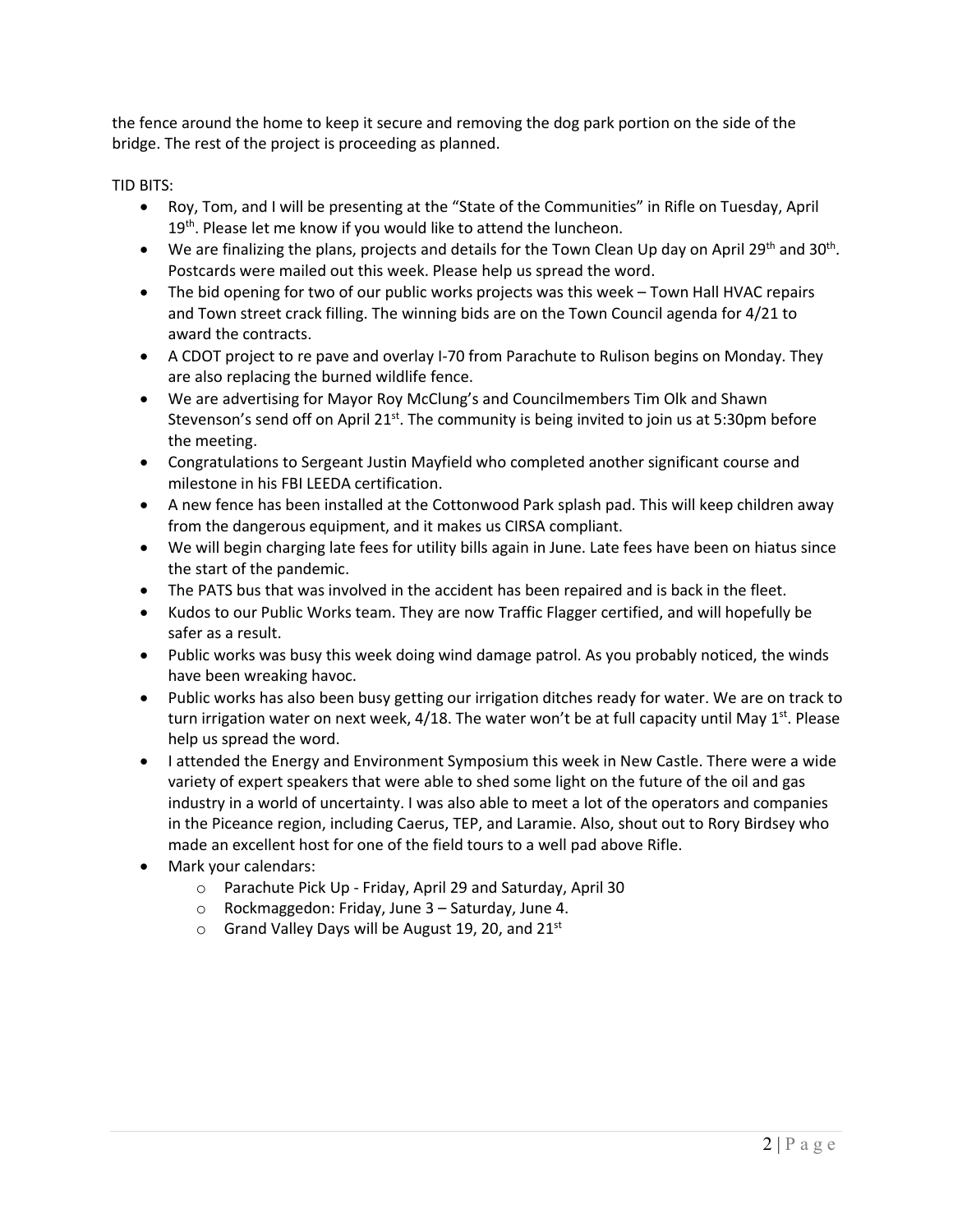the fence around the home to keep it secure and removing the dog park portion on the side of the bridge. The rest of the project is proceeding as planned.

TID BITS:

- Roy, Tom, and I will be presenting at the "State of the Communities" in Rifle on Tuesday, April 19th. Please let me know if you would like to attend the luncheon.
- We are finalizing the plans, projects and details for the Town Clean Up day on April 29th and 30th. Postcards were mailed out this week. Please help us spread the word.
- The bid opening for two of our public works projects was this week – Town Hall HVAC repairs and Town street crack filling. The winning bids are on the Town Council agenda for 4/21 to award the contracts.
- A CDOT project to re pave and overlay I-70 from Parachute to Rulison begins on Monday. They are also replacing the burned wildlife fence.
- We are advertising for Mayor Roy McClung's and Councilmembers Tim Olk and Shawn Stevenson's send off on April 21st. The community is being invited to join us at 5:30pm before the meeting.
- Congratulations to Sergeant Justin Mayfield who completed another significant course and milestone in his FBI LEEDA certification.
- A new fence has been installed at the Cottonwood Park splash pad. This will keep children away from the dangerous equipment, and it makes us CIRSA compliant.
- We will begin charging late fees for utility bills again in June. Late fees have been on hiatus since the start of the pandemic.
- The PATS bus that was involved in the accident has been repaired and is back in the fleet.
- Kudos to our Public Works team. They are now Traffic Flagger certified, and will hopefully be safer as a result.
- Public works was busy this week doing wind damage patrol. As you probably noticed, the winds have been wreaking havoc.
- Public works has also been busy getting our irrigation ditches ready for water. We are on track to turn irrigation water on next week, 4/18. The water won't be at full capacity until May 1st. Please help us spread the word.
- I attended the Energy and Environment Symposium this week in New Castle. There were a wide variety of expert speakers that were able to shed some light on the future of the oil and gas industry in a world of uncertainty. I was also able to meet a lot of the operators and companies in the Piceance region, including Caerus, TEP, and Laramie. Also, shout out to Rory Birdsey who made an excellent host for one of the field tours to a well pad above Rifle.
- Mark your calendars:
  - Parachute Pick Up - Friday, April 29 and Saturday, April 30
  - Rockmaggedon: Friday, June 3 – Saturday, June 4.
  - Grand Valley Days will be August 19, 20, and 21st